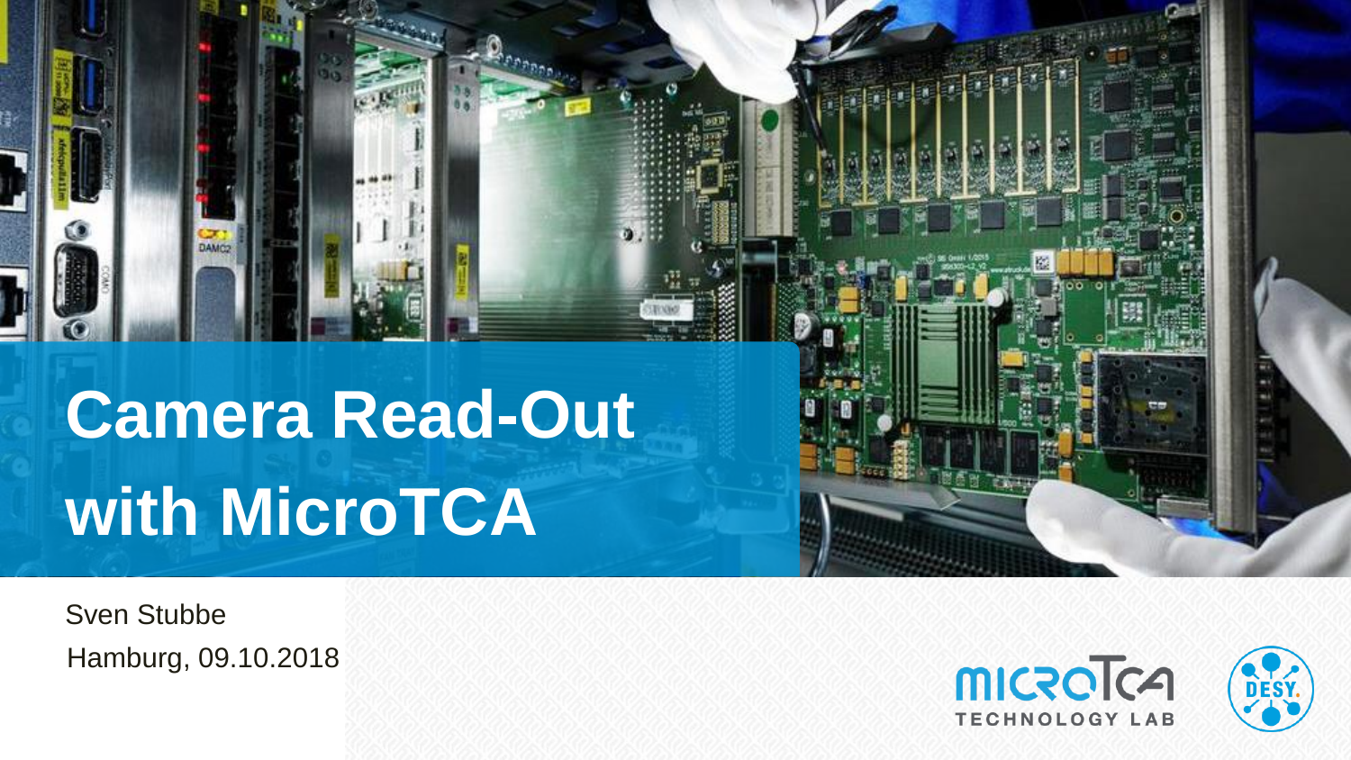# Camera Read-Out with MicroTCA

Sven Stubbe

Hamburg, 09.10.2018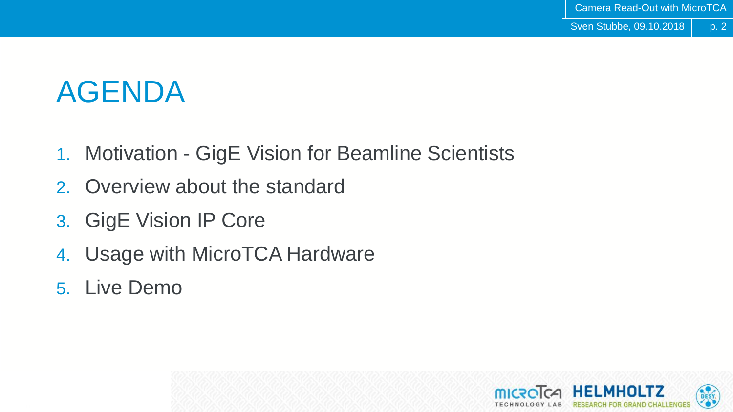# AGENDA

1. Motivation - GigE Vision for Beamline Scientists
2. Overview about the standard
3. GigE Vision IP Core
4. Usage with MicroTCA Hardware
5. Live Demo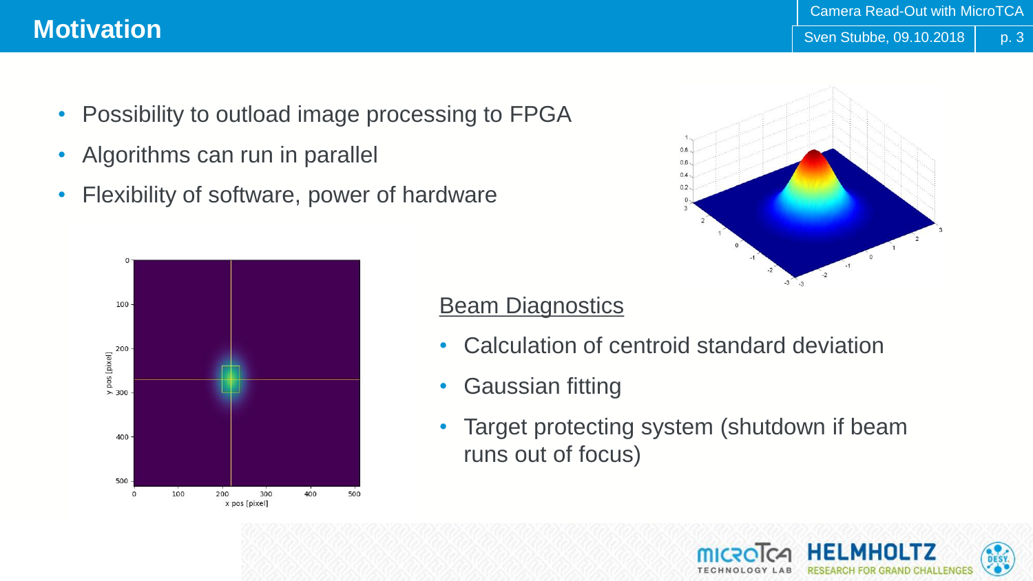# Motivation

- Possibility to outload image processing to FPGA
- Algorithms can run in parallel
- Flexibility of software, power of hardware

<u>Beam Diagnostics</u>

- Calculation of centroid standard deviation
- Gaussian fitting
- Target protecting system (shutdown if beam runs out of focus)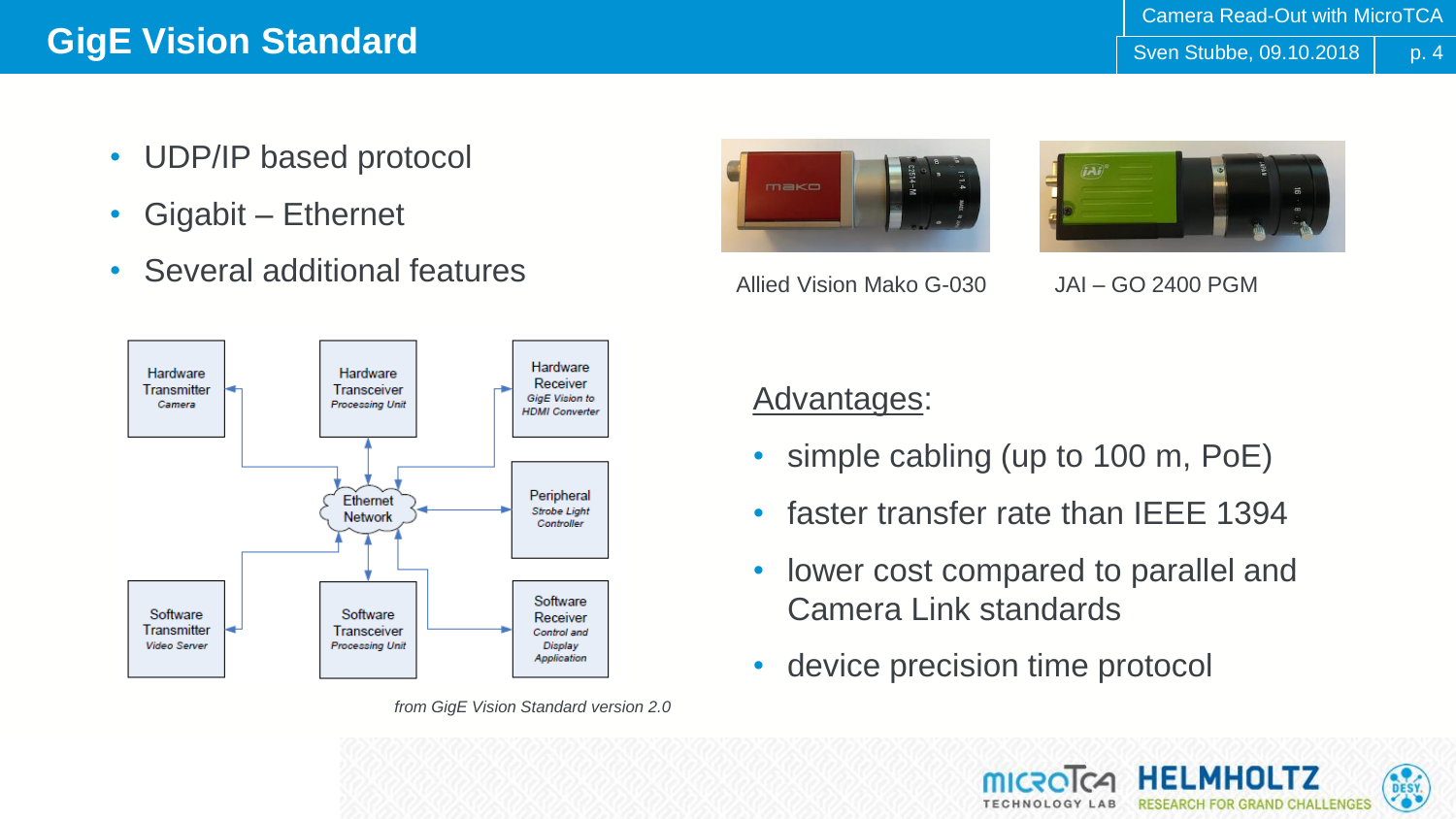# GigE Vision Standard

- UDP/IP based protocol
- Gigabit – Ethernet
- Several additional features

Allied Vision Mako G-030

JAI – GO 2400 PGM

*from GigE Vision Standard version 2.0*

Advantages:

- simple cabling (up to 100 m, PoE)
- faster transfer rate than IEEE 1394
- lower cost compared to parallel and Camera Link standards
- device precision time protocol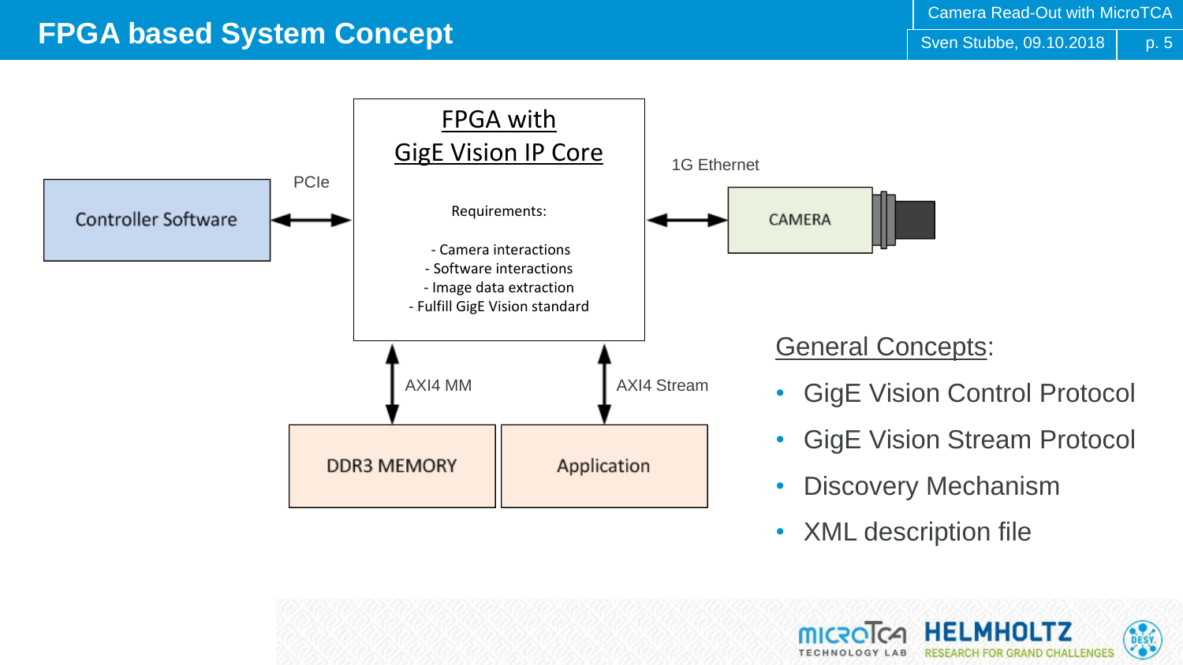# FPGA based System Concept

**FPGA with GigE Vision IP Core**

Requirements:

- Camera interactions
- Software interactions
- Image data extraction
- Fulfill GigE Vision standard

Controller Software ⟷ (PCIe) ⟷ FPGA with GigE Vision IP Core ⟷ (1G Ethernet) ⟷ CAMERA

FPGA ⟷ (AXI4 MM) ⟷ DDR3 MEMORY

FPGA ⟷ (AXI4 Stream) ⟷ Application

## General Concepts:

- GigE Vision Control Protocol
- GigE Vision Stream Protocol
- Discovery Mechanism
- XML description file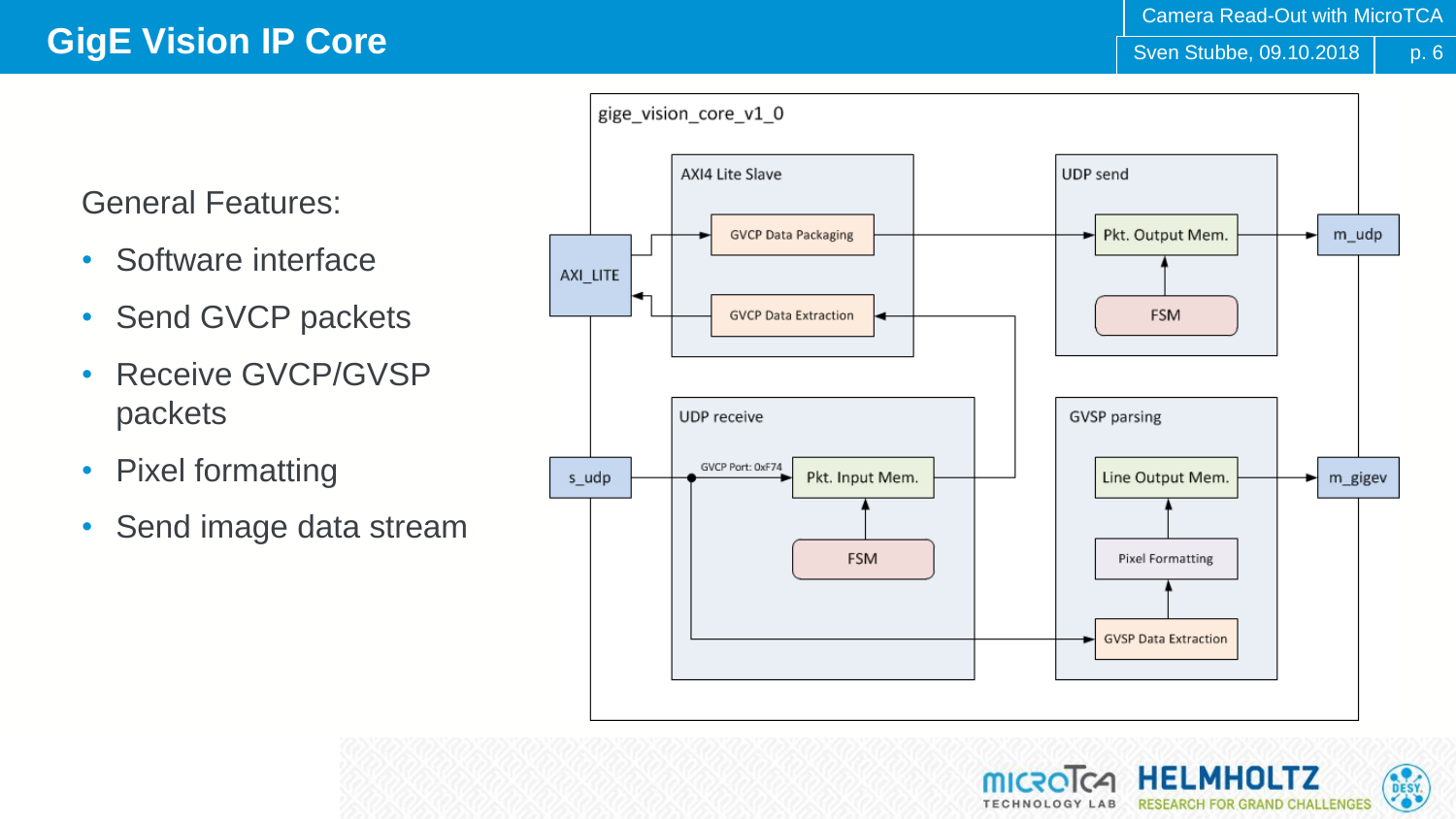# GigE Vision IP Core

General Features:

- Software interface
- Send GVCP packets
- Receive GVCP/GVSP packets
- Pixel formatting
- Send image data stream

gige_vision_core_v1_0

AXI4 Lite Slave

GVCP Data Packaging

GVCP Data Extraction

UDP send

Pkt. Output Mem.

FSM

AXI_LITE

m_udp

UDP receive

GVCP Port: 0xF74

Pkt. Input Mem.

FSM

GVSP parsing

Line Output Mem.

Pixel Formatting

GVSP Data Extraction

s_udp

m_gigev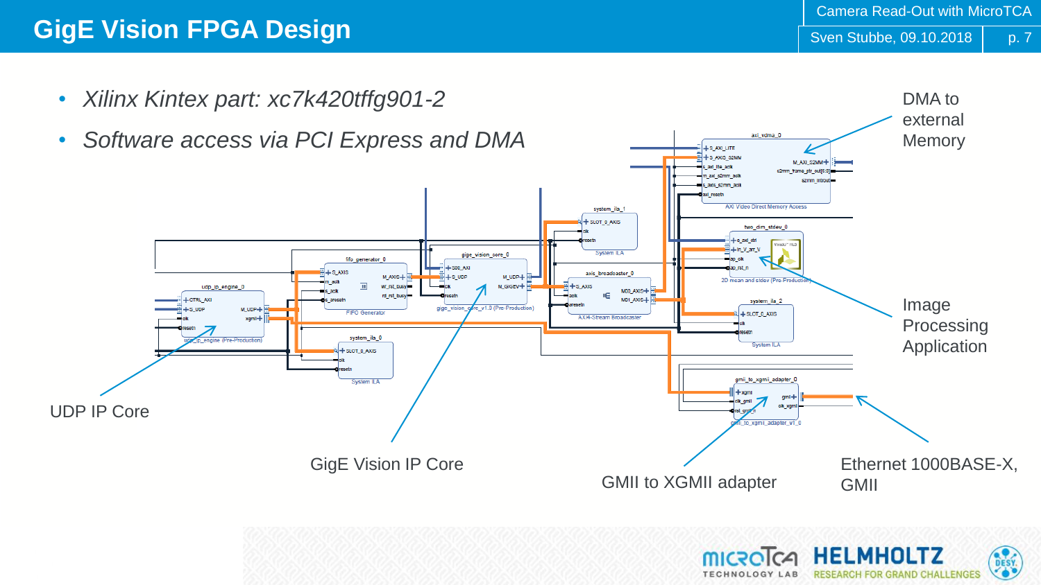# GigE Vision FPGA Design

- *Xilinx Kintex part: xc7k420tffg901-2*
- *Software access via PCI Express and DMA*

DMA to external Memory

Image Processing Application

UDP IP Core

GigE Vision IP Core

GMII to XGMII adapter

Ethernet 1000BASE-X, GMII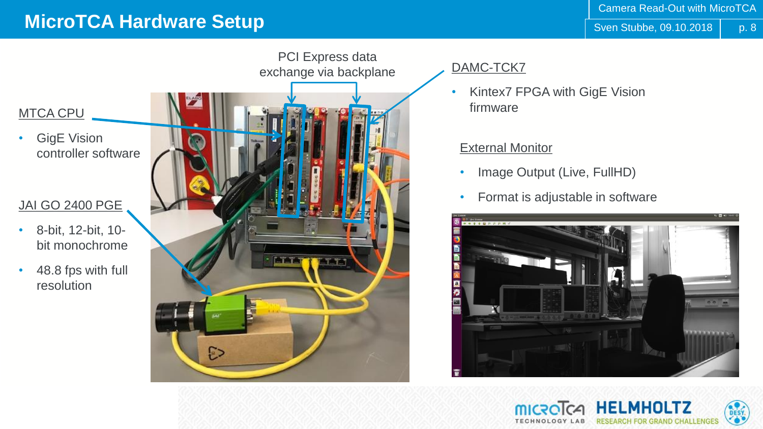# MicroTCA Hardware Setup

PCI Express data exchange via backplane

MTCA CPU

- GigE Vision controller software

JAI GO 2400 PGE

- 8-bit, 12-bit, 10-bit monochrome
- 48.8 fps with full resolution

DAMC-TCK7

- Kintex7 FPGA with GigE Vision firmware

External Monitor

- Image Output (Live, FullHD)
- Format is adjustable in software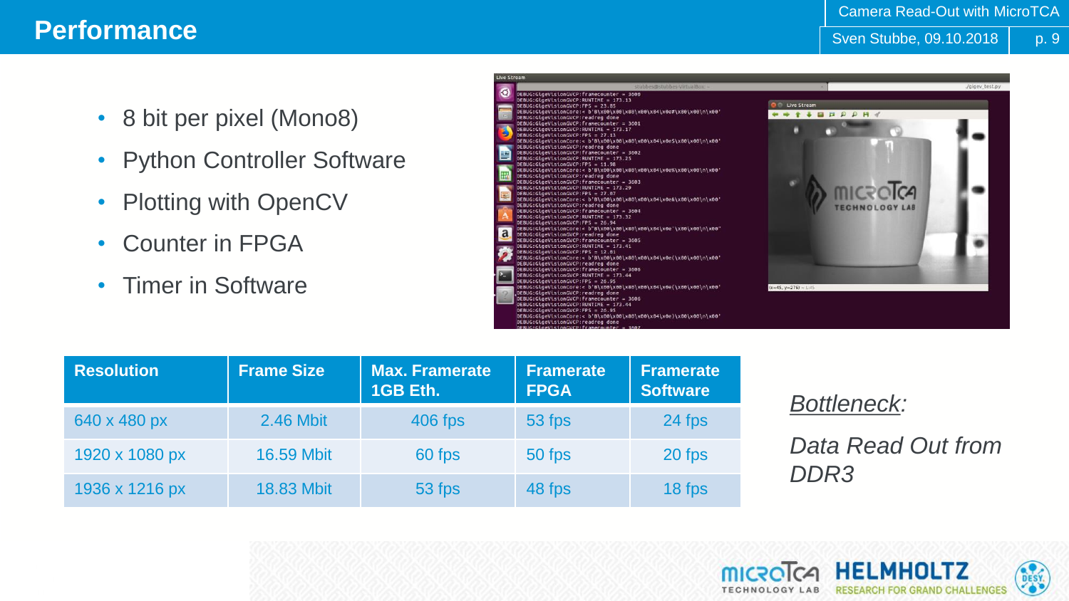# Performance

- 8 bit per pixel (Mono8)
- Python Controller Software
- Plotting with OpenCV
- Counter in FPGA
- Timer in Software

| Resolution | Frame Size | Max. Framerate 1GB Eth. | Framerate FPGA | Framerate Software |
|---|---|---|---|---|
| 640 x 480 px | 2.46 Mbit | 406 fps | 53 fps | 24 fps |
| 1920 x 1080 px | 16.59 Mbit | 60 fps | 50 fps | 20 fps |
| 1936 x 1216 px | 18.83 Mbit | 53 fps | 48 fps | 18 fps |

*Bottleneck:*

*Data Read Out from DDR3*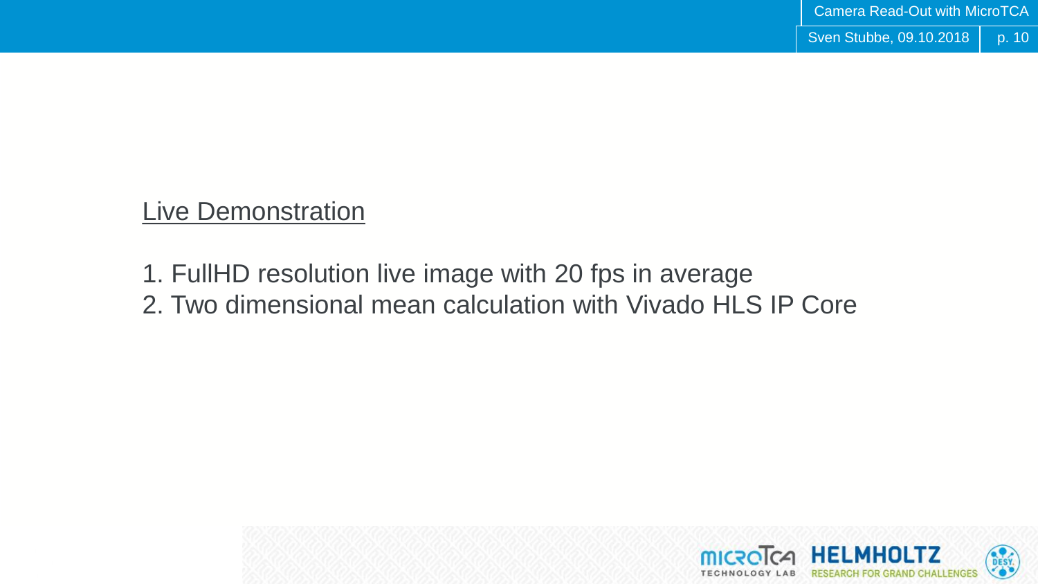Live Demonstration

1. FullHD resolution live image with 20 fps in average
2. Two dimensional mean calculation with Vivado HLS IP Core